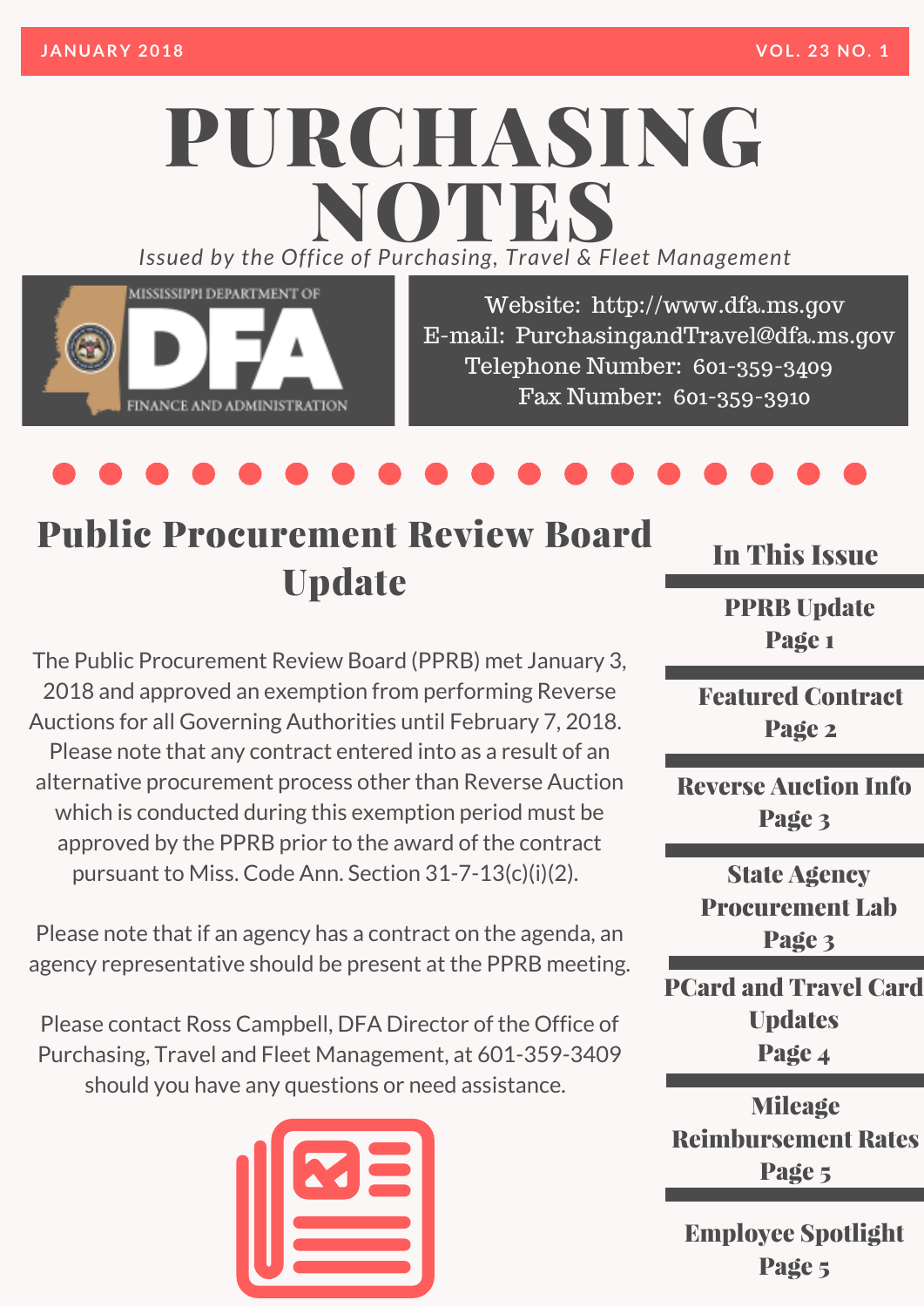JANUARY 2018 VOL. 23 NO. 1

# PURCHASING NOTES

*Issued by the Office of Purchasing, Travel & Fleet Management*

MISSISSIPPI DEPARTMENT OF DFA FINANCE AND ADMINISTRATION

Website: http://www.dfa.ms.gov
E-mail: PurchasingandTravel@dfa.ms.gov
Telephone Number: 601-359-3409
Fax Number: 601-359-3910

## Public Procurement Review Board Update

The Public Procurement Review Board (PPRB) met January 3, 2018 and approved an exemption from performing Reverse Auctions for all Governing Authorities until February 7, 2018. Please note that any contract entered into as a result of an alternative procurement process other than Reverse Auction which is conducted during this exemption period must be approved by the PPRB prior to the award of the contract pursuant to Miss. Code Ann. Section 31-7-13(c)(i)(2).

Please note that if an agency has a contract on the agenda, an agency representative should be present at the PPRB meeting.

Please contact Ross Campbell, DFA Director of the Office of Purchasing, Travel and Fleet Management, at 601-359-3409 should you have any questions or need assistance.

## In This Issue

**PPRB Update**
Page 1

**Featured Contract**
Page 2

**Reverse Auction Info**
Page 3

**State Agency Procurement Lab**
Page 3

**PCard and Travel Card Updates**
Page 4

**Mileage Reimbursement Rates**
Page 5

**Employee Spotlight**
Page 5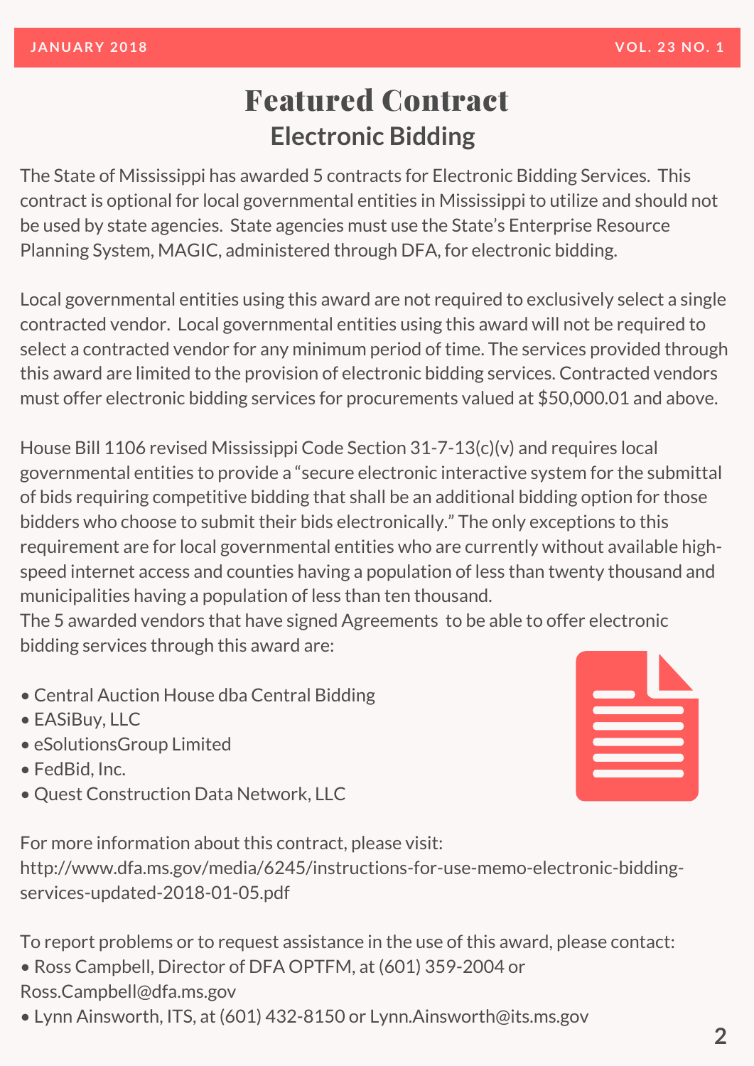# Featured Contract

## Electronic Bidding

The State of Mississippi has awarded 5 contracts for Electronic Bidding Services. This contract is optional for local governmental entities in Mississippi to utilize and should not be used by state agencies. State agencies must use the State's Enterprise Resource Planning System, MAGIC, administered through DFA, for electronic bidding.

Local governmental entities using this award are not required to exclusively select a single contracted vendor. Local governmental entities using this award will not be required to select a contracted vendor for any minimum period of time. The services provided through this award are limited to the provision of electronic bidding services. Contracted vendors must offer electronic bidding services for procurements valued at $50,000.01 and above.

House Bill 1106 revised Mississippi Code Section 31-7-13(c)(v) and requires local governmental entities to provide a "secure electronic interactive system for the submittal of bids requiring competitive bidding that shall be an additional bidding option for those bidders who choose to submit their bids electronically." The only exceptions to this requirement are for local governmental entities who are currently without available high-speed internet access and counties having a population of less than twenty thousand and municipalities having a population of less than ten thousand.

The 5 awarded vendors that have signed Agreements to be able to offer electronic bidding services through this award are:

- Central Auction House dba Central Bidding
- EASiBuy, LLC
- eSolutionsGroup Limited
- FedBid, Inc.
- Quest Construction Data Network, LLC

For more information about this contract, please visit:
http://www.dfa.ms.gov/media/6245/instructions-for-use-memo-electronic-bidding-services-updated-2018-01-05.pdf

To report problems or to request assistance in the use of this award, please contact:

- Ross Campbell, Director of DFA OPTFM, at (601) 359-2004 or Ross.Campbell@dfa.ms.gov
- Lynn Ainsworth, ITS, at (601) 432-8150 or Lynn.Ainsworth@its.ms.gov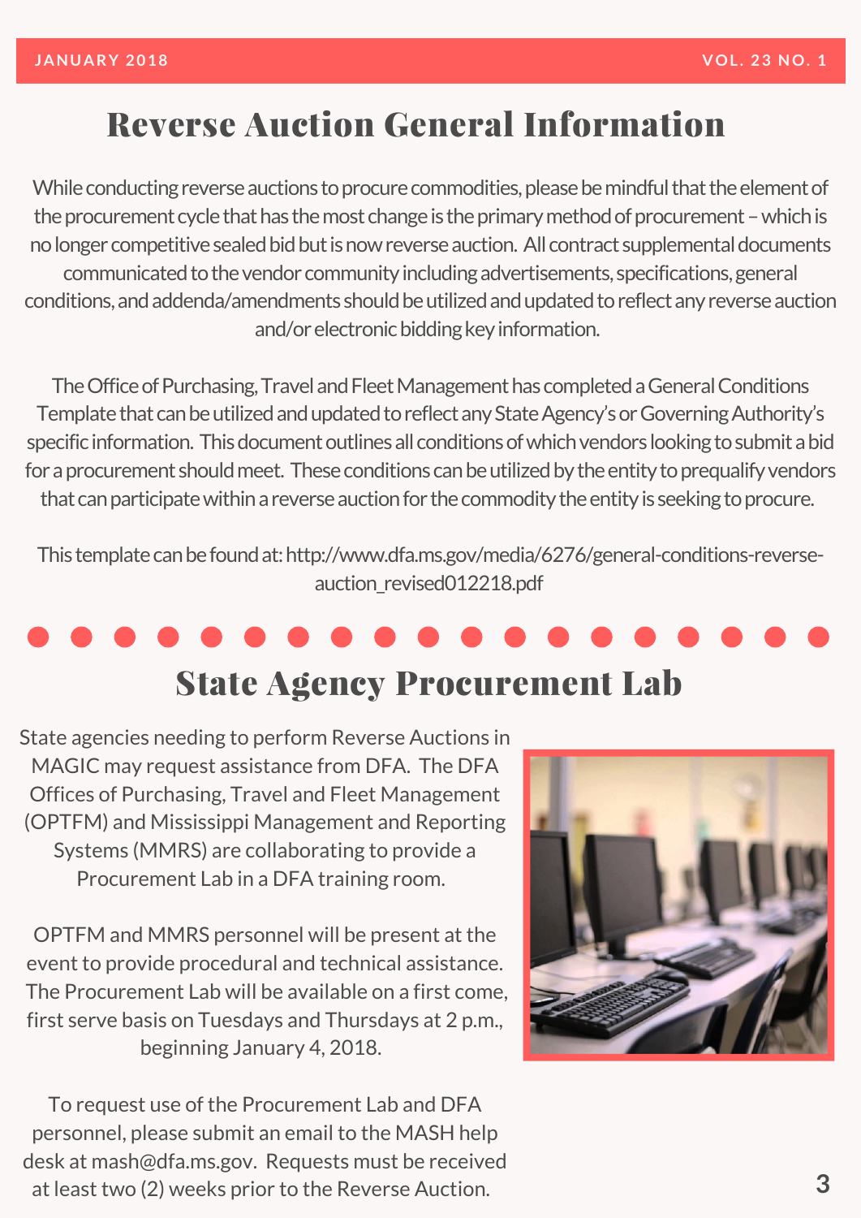# Reverse Auction General Information

While conducting reverse auctions to procure commodities, please be mindful that the element of the procurement cycle that has the most change is the primary method of procurement – which is no longer competitive sealed bid but is now reverse auction. All contract supplemental documents communicated to the vendor community including advertisements, specifications, general conditions, and addenda/amendments should be utilized and updated to reflect any reverse auction and/or electronic bidding key information.

The Office of Purchasing, Travel and Fleet Management has completed a General Conditions Template that can be utilized and updated to reflect any State Agency's or Governing Authority's specific information. This document outlines all conditions of which vendors looking to submit a bid for a procurement should meet. These conditions can be utilized by the entity to prequalify vendors that can participate within a reverse auction for the commodity the entity is seeking to procure.

This template can be found at: http://www.dfa.ms.gov/media/6276/general-conditions-reverse-auction_revised012218.pdf

# State Agency Procurement Lab

State agencies needing to perform Reverse Auctions in MAGIC may request assistance from DFA. The DFA Offices of Purchasing, Travel and Fleet Management (OPTFM) and Mississippi Management and Reporting Systems (MMRS) are collaborating to provide a Procurement Lab in a DFA training room.

OPTFM and MMRS personnel will be present at the event to provide procedural and technical assistance. The Procurement Lab will be available on a first come, first serve basis on Tuesdays and Thursdays at 2 p.m., beginning January 4, 2018.

To request use of the Procurement Lab and DFA personnel, please submit an email to the MASH help desk at mash@dfa.ms.gov. Requests must be received at least two (2) weeks prior to the Reverse Auction.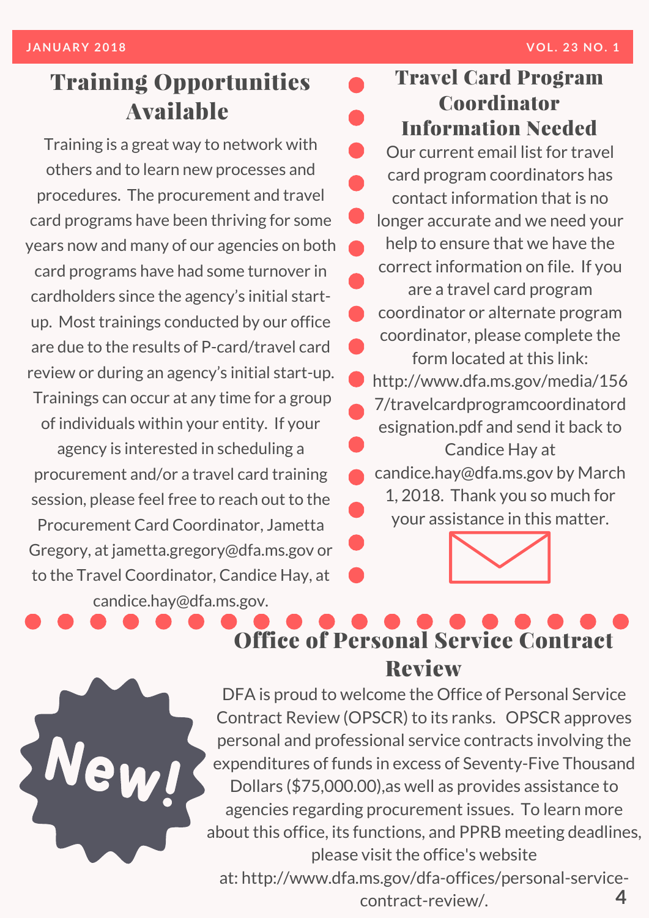## Training Opportunities Available

Training is a great way to network with others and to learn new processes and procedures. The procurement and travel card programs have been thriving for some years now and many of our agencies on both card programs have had some turnover in cardholders since the agency's initial start-up. Most trainings conducted by our office are due to the results of P-card/travel card review or during an agency's initial start-up. Trainings can occur at any time for a group of individuals within your entity. If your agency is interested in scheduling a procurement and/or a travel card training session, please feel free to reach out to the Procurement Card Coordinator, Jametta Gregory, at jametta.gregory@dfa.ms.gov or to the Travel Coordinator, Candice Hay, at candice.hay@dfa.ms.gov.

## Travel Card Program Coordinator Information Needed

Our current email list for travel card program coordinators has contact information that is no longer accurate and we need your help to ensure that we have the correct information on file. If you are a travel card program coordinator or alternate program coordinator, please complete the form located at this link: http://www.dfa.ms.gov/media/1567/travelcardprogramcoordinatordesignation.pdf and send it back to Candice Hay at candice.hay@dfa.ms.gov by March 1, 2018. Thank you so much for your assistance in this matter.

## Office of Personal Service Contract Review

New!

DFA is proud to welcome the Office of Personal Service Contract Review (OPSCR) to its ranks. OPSCR approves personal and professional service contracts involving the expenditures of funds in excess of Seventy-Five Thousand Dollars ($75,000.00),as well as provides assistance to agencies regarding procurement issues. To learn more about this office, its functions, and PPRB meeting deadlines, please visit the office's website at: http://www.dfa.ms.gov/dfa-offices/personal-service-contract-review/.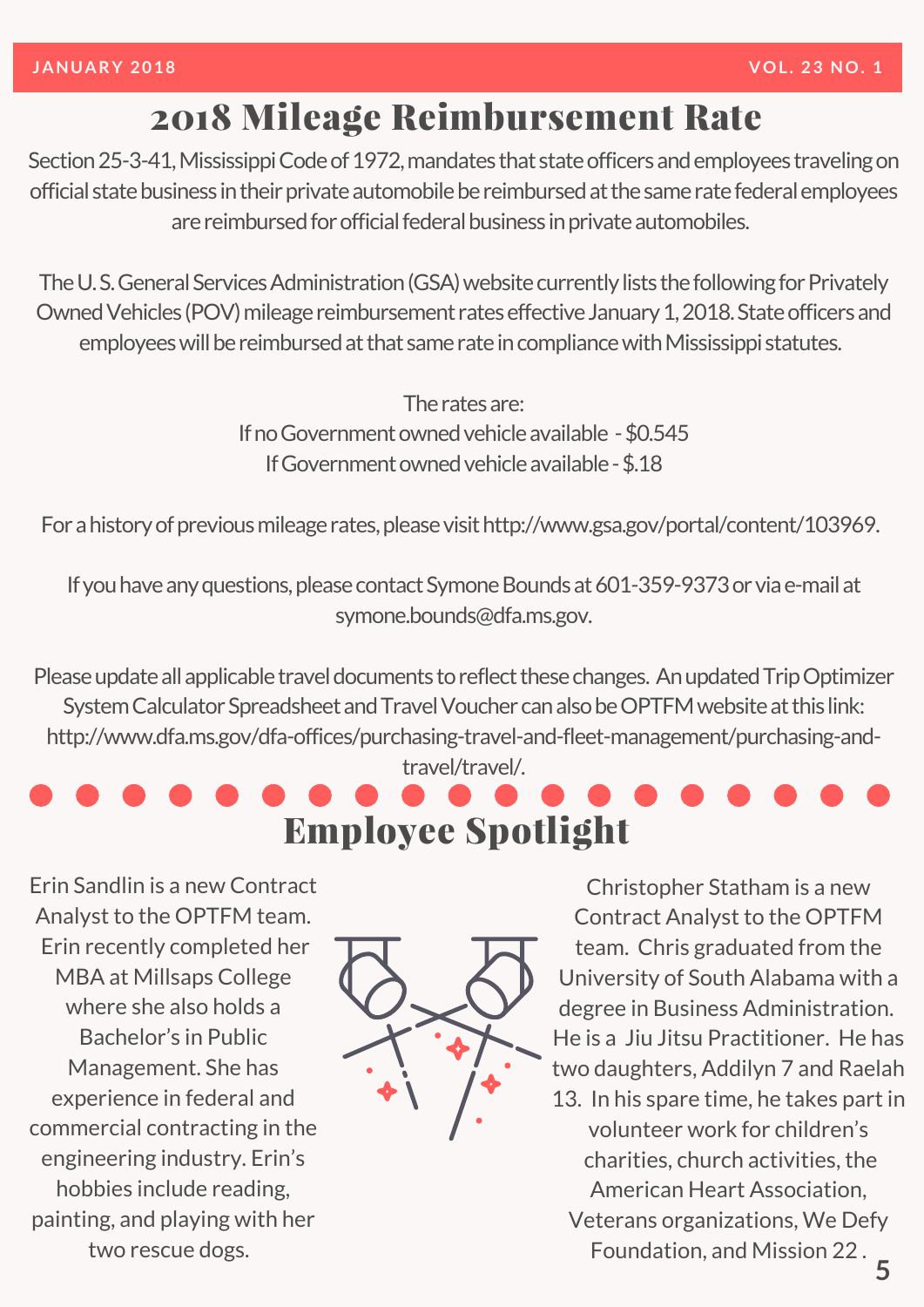# 2018 Mileage Reimbursement Rate

Section 25-3-41, Mississippi Code of 1972, mandates that state officers and employees traveling on official state business in their private automobile be reimbursed at the same rate federal employees are reimbursed for official federal business in private automobiles.

The U. S. General Services Administration (GSA) website currently lists the following for Privately Owned Vehicles (POV) mileage reimbursement rates effective January 1, 2018. State officers and employees will be reimbursed at that same rate in compliance with Mississippi statutes.

The rates are:
If no Government owned vehicle available - $0.545
If Government owned vehicle available - $.18

For a history of previous mileage rates, please visit http://www.gsa.gov/portal/content/103969.

If you have any questions, please contact Symone Bounds at 601-359-9373 or via e-mail at symone.bounds@dfa.ms.gov.

Please update all applicable travel documents to reflect these changes. An updated Trip Optimizer System Calculator Spreadsheet and Travel Voucher can also be OPTFM website at this link: http://www.dfa.ms.gov/dfa-offices/purchasing-travel-and-fleet-management/purchasing-and-travel/travel/.

# Employee Spotlight

Erin Sandlin is a new Contract Analyst to the OPTFM team. Erin recently completed her MBA at Millsaps College where she also holds a Bachelor's in Public Management. She has experience in federal and commercial contracting in the engineering industry. Erin's hobbies include reading, painting, and playing with her two rescue dogs.

Christopher Statham is a new Contract Analyst to the OPTFM team. Chris graduated from the University of South Alabama with a degree in Business Administration. He is a Jiu Jitsu Practitioner. He has two daughters, Addilyn 7 and Raelah 13. In his spare time, he takes part in volunteer work for children's charities, church activities, the American Heart Association, Veterans organizations, We Defy Foundation, and Mission 22 .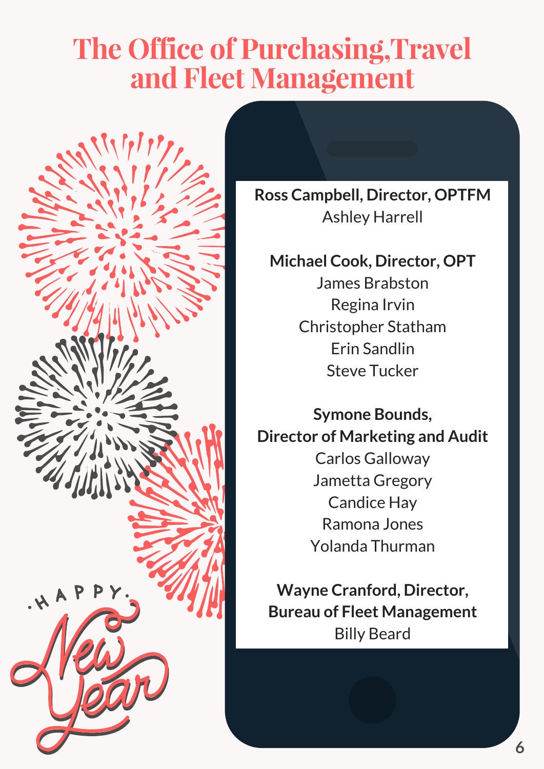# The Office of Purchasing,Travel and Fleet Management

**Ross Campbell, Director, OPTFM**
Ashley Harrell

**Michael Cook, Director, OPT**
James Brabston
Regina Irvin
Christopher Statham
Erin Sandlin
Steve Tucker

**Symone Bounds, Director of Marketing and Audit**
Carlos Galloway
Jametta Gregory
Candice Hay
Ramona Jones
Yolanda Thurman

**Wayne Cranford, Director, Bureau of Fleet Management**
Billy Beard

HAPPY New Year